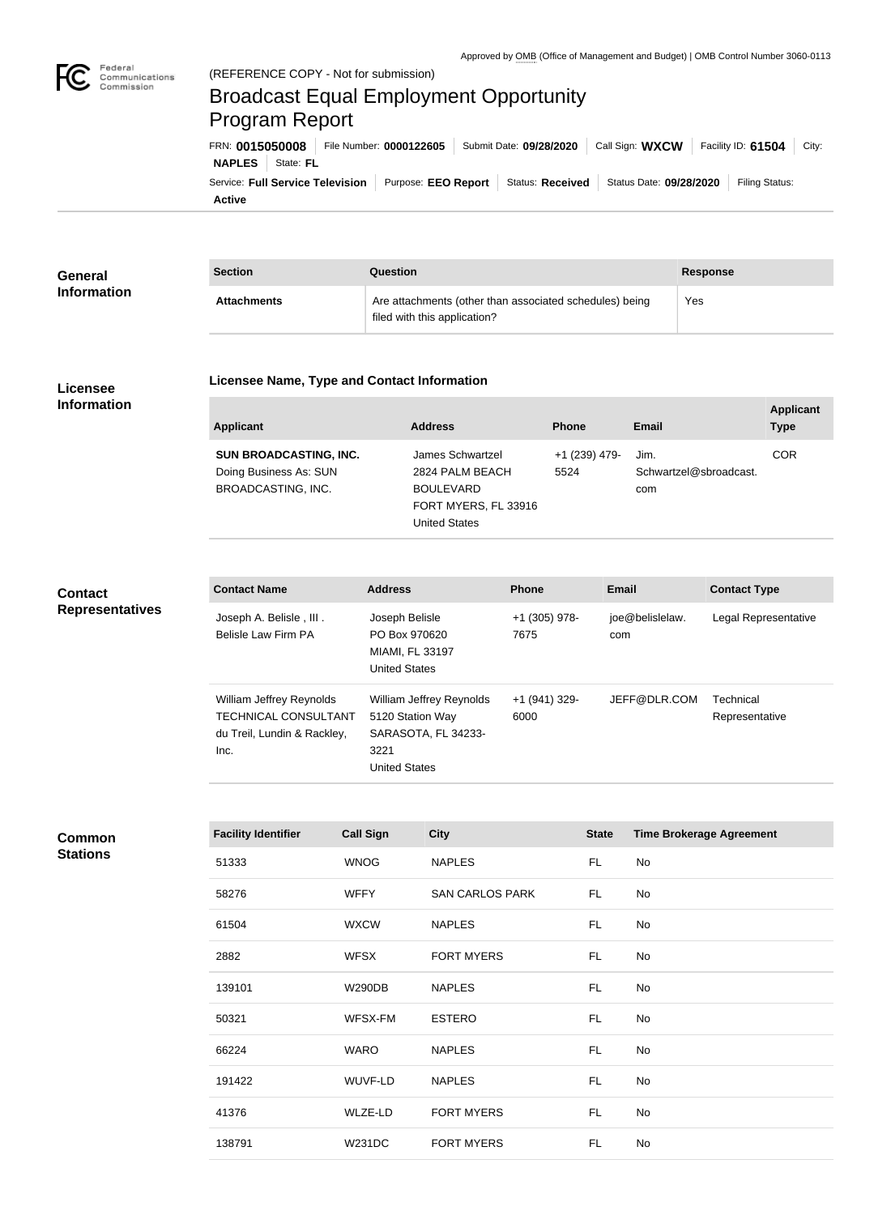Approved by OMB (Office of Management and Budget) | OMB Control Number 3060-0113

Federal Communications Commission

(REFERENCE COPY - Not for submission)

# Broadcast Equal Employment Opportunity Program Report

FRN: **0015050008** | File Number: **0000122605** | Submit Date: **09/28/2020** | Call Sign: **WXCW** | Facility ID: **61504** | City: **NAPLES** | State: **FL**

Service: **Full Service Television** | Purpose: **EEO Report** | Status: **Received** | Status Date: **09/28/2020** | Filing Status: **Active**

## General Information

| Section | Question | Response |
|---|---|---|
| **Attachments** | Are attachments (other than associated schedules) being filed with this application? | Yes |

## Licensee Information

### Licensee Name, Type and Contact Information

| Applicant | Address | Phone | Email | Applicant Type |
|---|---|---|---|---|
| **SUN BROADCASTING, INC.** Doing Business As: SUN BROADCASTING, INC. | James Schwartzel 2824 PALM BEACH BOULEVARD FORT MYERS, FL 33916 United States | +1 (239) 479-5524 | Jim.Schwartzel@sbroadcast.com | COR |

## Contact Representatives

| Contact Name | Address | Phone | Email | Contact Type |
|---|---|---|---|---|
| Joseph A. Belisle , III . Belisle Law Firm PA | Joseph Belisle PO Box 970620 MIAMI, FL 33197 United States | +1 (305) 978-7675 | joe@belislelaw.com | Legal Representative |
| William Jeffrey Reynolds TECHNICAL CONSULTANT du Treil, Lundin & Rackley, Inc. | William Jeffrey Reynolds 5120 Station Way SARASOTA, FL 34233-3221 United States | +1 (941) 329-6000 | JEFF@DLR.COM | Technical Representative |

## Common Stations

| Facility Identifier | Call Sign | City | State | Time Brokerage Agreement |
|---|---|---|---|---|
| 51333 | WNOG | NAPLES | FL | No |
| 58276 | WFFY | SAN CARLOS PARK | FL | No |
| 61504 | WXCW | NAPLES | FL | No |
| 2882 | WFSX | FORT MYERS | FL | No |
| 139101 | W290DB | NAPLES | FL | No |
| 50321 | WFSX-FM | ESTERO | FL | No |
| 66224 | WARO | NAPLES | FL | No |
| 191422 | WUVF-LD | NAPLES | FL | No |
| 41376 | WLZE-LD | FORT MYERS | FL | No |
| 138791 | W231DC | FORT MYERS | FL | No |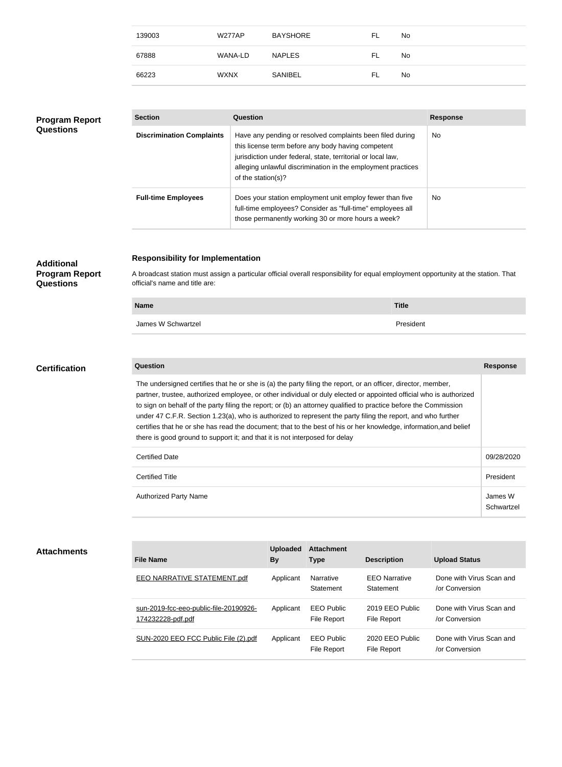| | | | | |
|---|---|---|---|---|
| 139003 | W277AP | BAYSHORE | FL | No |
| 67888 | WANA-LD | NAPLES | FL | No |
| 66223 | WXNX | SANIBEL | FL | No |

## Program Report Questions

| Section | Question | Response |
|---|---|---|
| **Discrimination Complaints** | Have any pending or resolved complaints been filed during this license term before any body having competent jurisdiction under federal, state, territorial or local law, alleging unlawful discrimination in the employment practices of the station(s)? | No |
| **Full-time Employees** | Does your station employment unit employ fewer than five full-time employees? Consider as "full-time" employees all those permanently working 30 or more hours a week? | No |

## Additional Program Report Questions

**Responsibility for Implementation**

A broadcast station must assign a particular official overall responsibility for equal employment opportunity at the station. That official's name and title are:

| Name | Title |
|---|---|
| James W Schwartzel | President |

## Certification

| Question | Response |
|---|---|
| The undersigned certifies that he or she is (a) the party filing the report, or an officer, director, member, partner, trustee, authorized employee, or other individual or duly elected or appointed official who is authorized to sign on behalf of the party filing the report; or (b) an attorney qualified to practice before the Commission under 47 C.F.R. Section 1.23(a), who is authorized to represent the party filing the report, and who further certifies that he or she has read the document; that to the best of his or her knowledge, information,and belief there is good ground to support it; and that it is not interposed for delay | |
| Certified Date | 09/28/2020 |
| Certified Title | President |
| Authorized Party Name | James W Schwartzel |

## Attachments

| File Name | Uploaded By | Attachment Type | Description | Upload Status |
|---|---|---|---|---|
| EEO NARRATIVE STATEMENT.pdf | Applicant | Narrative Statement | EEO Narrative Statement | Done with Virus Scan and /or Conversion |
| sun-2019-fcc-eeo-public-file-20190926-174232228-pdf.pdf | Applicant | EEO Public File Report | 2019 EEO Public File Report | Done with Virus Scan and /or Conversion |
| SUN-2020 EEO FCC Public File (2).pdf | Applicant | EEO Public File Report | 2020 EEO Public File Report | Done with Virus Scan and /or Conversion |